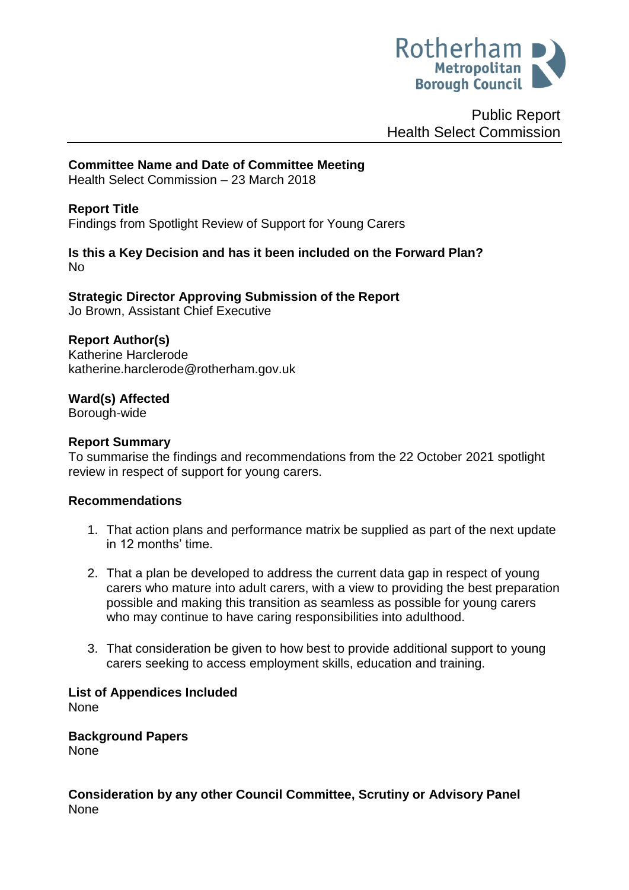Rotherham Metropolitan Borough Council

Public Report
Health Select Commission

**Committee Name and Date of Committee Meeting**
Health Select Commission – 23 March 2018

**Report Title**
Findings from Spotlight Review of Support for Young Carers

**Is this a Key Decision and has it been included on the Forward Plan?**
No

**Strategic Director Approving Submission of the Report**
Jo Brown, Assistant Chief Executive

**Report Author(s)**
Katherine Harclerode
katherine.harclerode@rotherham.gov.uk

**Ward(s) Affected**
Borough-wide

**Report Summary**
To summarise the findings and recommendations from the 22 October 2021 spotlight review in respect of support for young carers.

**Recommendations**

1. That action plans and performance matrix be supplied as part of the next update in 12 months' time.

2. That a plan be developed to address the current data gap in respect of young carers who mature into adult carers, with a view to providing the best preparation possible and making this transition as seamless as possible for young carers who may continue to have caring responsibilities into adulthood.

3. That consideration be given to how best to provide additional support to young carers seeking to access employment skills, education and training.

**List of Appendices Included**
None

**Background Papers**
None

**Consideration by any other Council Committee, Scrutiny or Advisory Panel**
None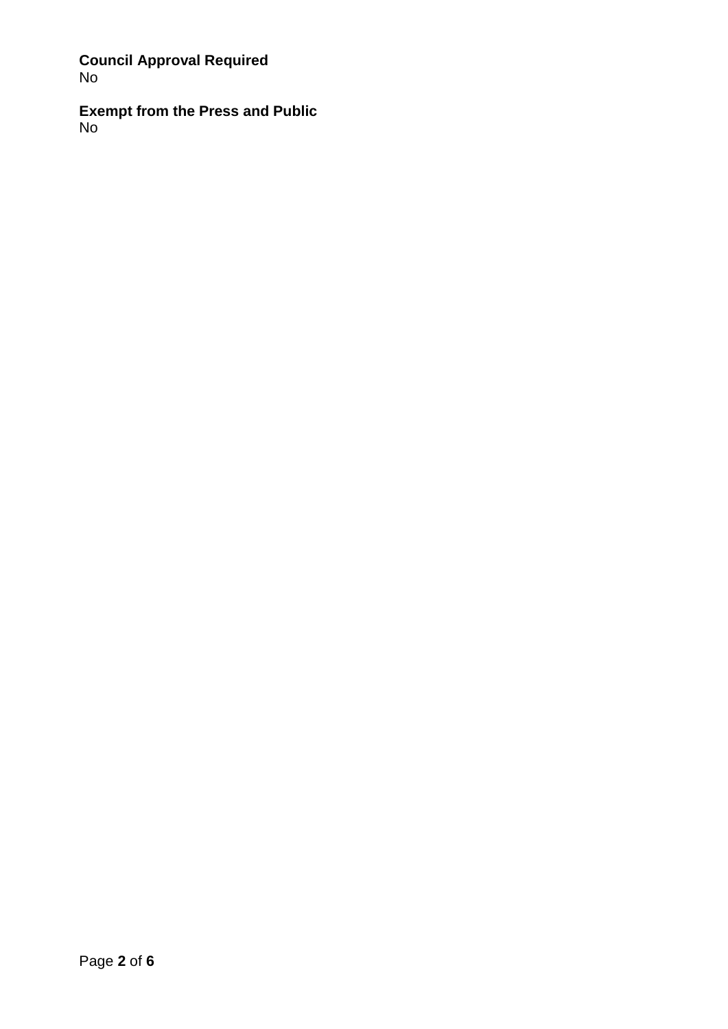**Council Approval Required**
No

**Exempt from the Press and Public**
No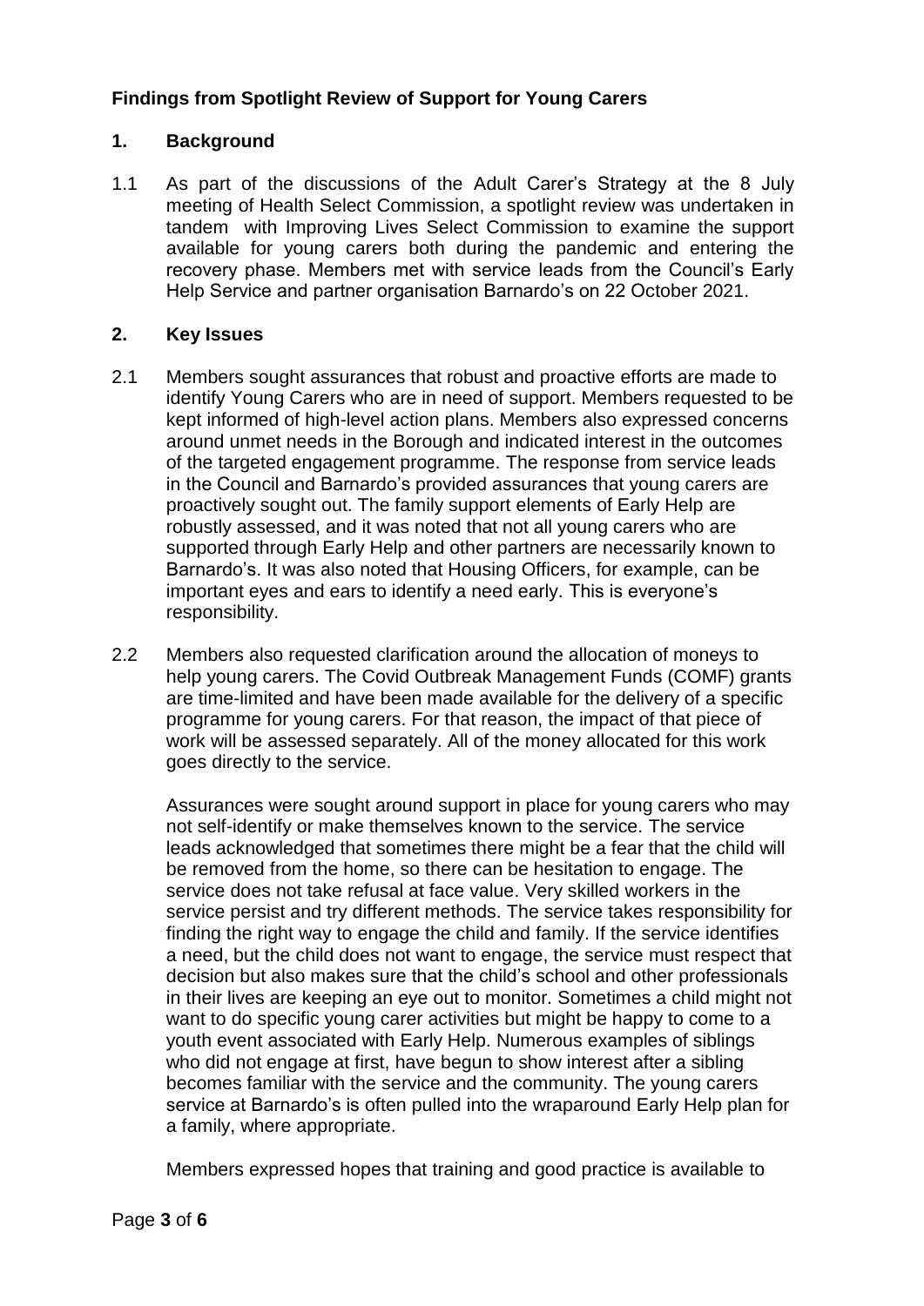**Findings from Spotlight Review of Support for Young Carers**

**1. Background**

1.1 As part of the discussions of the Adult Carer's Strategy at the 8 July meeting of Health Select Commission, a spotlight review was undertaken in tandem with Improving Lives Select Commission to examine the support available for young carers both during the pandemic and entering the recovery phase. Members met with service leads from the Council's Early Help Service and partner organisation Barnardo's on 22 October 2021.

**2. Key Issues**

2.1 Members sought assurances that robust and proactive efforts are made to identify Young Carers who are in need of support. Members requested to be kept informed of high-level action plans. Members also expressed concerns around unmet needs in the Borough and indicated interest in the outcomes of the targeted engagement programme. The response from service leads in the Council and Barnardo's provided assurances that young carers are proactively sought out. The family support elements of Early Help are robustly assessed, and it was noted that not all young carers who are supported through Early Help and other partners are necessarily known to Barnardo's. It was also noted that Housing Officers, for example, can be important eyes and ears to identify a need early. This is everyone's responsibility.

2.2 Members also requested clarification around the allocation of moneys to help young carers. The Covid Outbreak Management Funds (COMF) grants are time-limited and have been made available for the delivery of a specific programme for young carers. For that reason, the impact of that piece of work will be assessed separately. All of the money allocated for this work goes directly to the service.

Assurances were sought around support in place for young carers who may not self-identify or make themselves known to the service. The service leads acknowledged that sometimes there might be a fear that the child will be removed from the home, so there can be hesitation to engage. The service does not take refusal at face value. Very skilled workers in the service persist and try different methods. The service takes responsibility for finding the right way to engage the child and family. If the service identifies a need, but the child does not want to engage, the service must respect that decision but also makes sure that the child's school and other professionals in their lives are keeping an eye out to monitor. Sometimes a child might not want to do specific young carer activities but might be happy to come to a youth event associated with Early Help. Numerous examples of siblings who did not engage at first, have begun to show interest after a sibling becomes familiar with the service and the community. The young carers service at Barnardo's is often pulled into the wraparound Early Help plan for a family, where appropriate.

Members expressed hopes that training and good practice is available to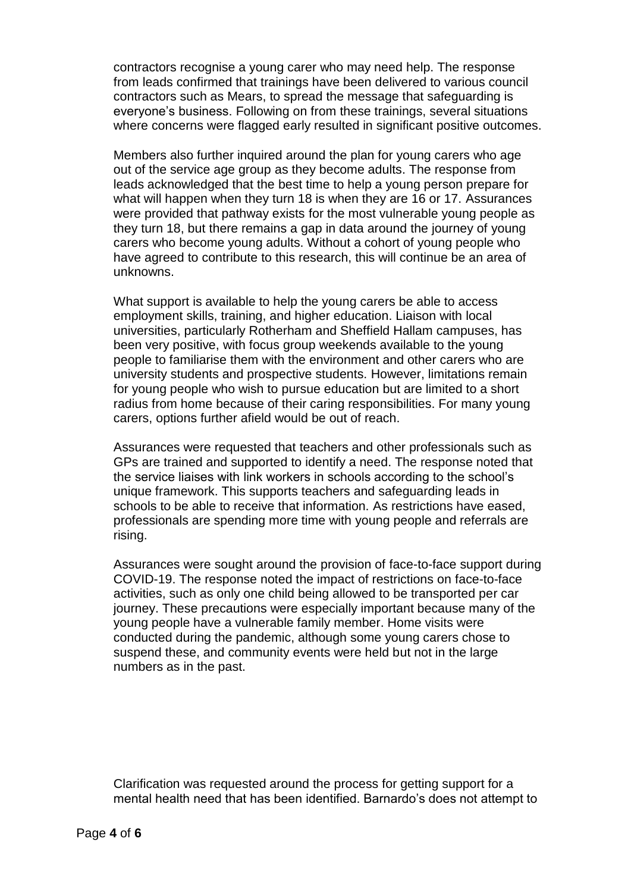contractors recognise a young carer who may need help. The response from leads confirmed that trainings have been delivered to various council contractors such as Mears, to spread the message that safeguarding is everyone's business. Following on from these trainings, several situations where concerns were flagged early resulted in significant positive outcomes.

Members also further inquired around the plan for young carers who age out of the service age group as they become adults. The response from leads acknowledged that the best time to help a young person prepare for what will happen when they turn 18 is when they are 16 or 17. Assurances were provided that pathway exists for the most vulnerable young people as they turn 18, but there remains a gap in data around the journey of young carers who become young adults. Without a cohort of young people who have agreed to contribute to this research, this will continue be an area of unknowns.

What support is available to help the young carers be able to access employment skills, training, and higher education. Liaison with local universities, particularly Rotherham and Sheffield Hallam campuses, has been very positive, with focus group weekends available to the young people to familiarise them with the environment and other carers who are university students and prospective students. However, limitations remain for young people who wish to pursue education but are limited to a short radius from home because of their caring responsibilities. For many young carers, options further afield would be out of reach.

Assurances were requested that teachers and other professionals such as GPs are trained and supported to identify a need. The response noted that the service liaises with link workers in schools according to the school's unique framework. This supports teachers and safeguarding leads in schools to be able to receive that information. As restrictions have eased, professionals are spending more time with young people and referrals are rising.

Assurances were sought around the provision of face-to-face support during COVID-19. The response noted the impact of restrictions on face-to-face activities, such as only one child being allowed to be transported per car journey. These precautions were especially important because many of the young people have a vulnerable family member. Home visits were conducted during the pandemic, although some young carers chose to suspend these, and community events were held but not in the large numbers as in the past.

Clarification was requested around the process for getting support for a mental health need that has been identified. Barnardo's does not attempt to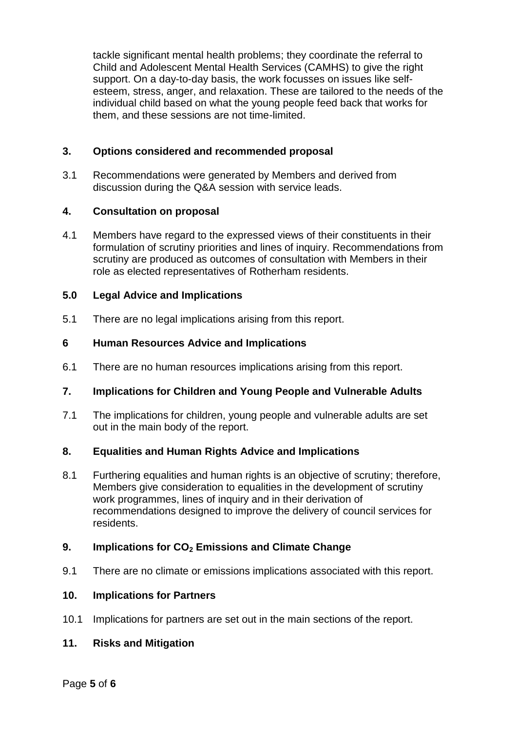tackle significant mental health problems; they coordinate the referral to Child and Adolescent Mental Health Services (CAMHS) to give the right support. On a day-to-day basis, the work focusses on issues like self-esteem, stress, anger, and relaxation. These are tailored to the needs of the individual child based on what the young people feed back that works for them, and these sessions are not time-limited.

## 3. Options considered and recommended proposal

3.1 Recommendations were generated by Members and derived from discussion during the Q&A session with service leads.

## 4. Consultation on proposal

4.1 Members have regard to the expressed views of their constituents in their formulation of scrutiny priorities and lines of inquiry. Recommendations from scrutiny are produced as outcomes of consultation with Members in their role as elected representatives of Rotherham residents.

## 5.0 Legal Advice and Implications

5.1 There are no legal implications arising from this report.

## 6 Human Resources Advice and Implications

6.1 There are no human resources implications arising from this report.

## 7. Implications for Children and Young People and Vulnerable Adults

7.1 The implications for children, young people and vulnerable adults are set out in the main body of the report.

## 8. Equalities and Human Rights Advice and Implications

8.1 Furthering equalities and human rights is an objective of scrutiny; therefore, Members give consideration to equalities in the development of scrutiny work programmes, lines of inquiry and in their derivation of recommendations designed to improve the delivery of council services for residents.

## 9. Implications for $CO_2$ Emissions and Climate Change

9.1 There are no climate or emissions implications associated with this report.

## 10. Implications for Partners

10.1 Implications for partners are set out in the main sections of the report.

## 11. Risks and Mitigation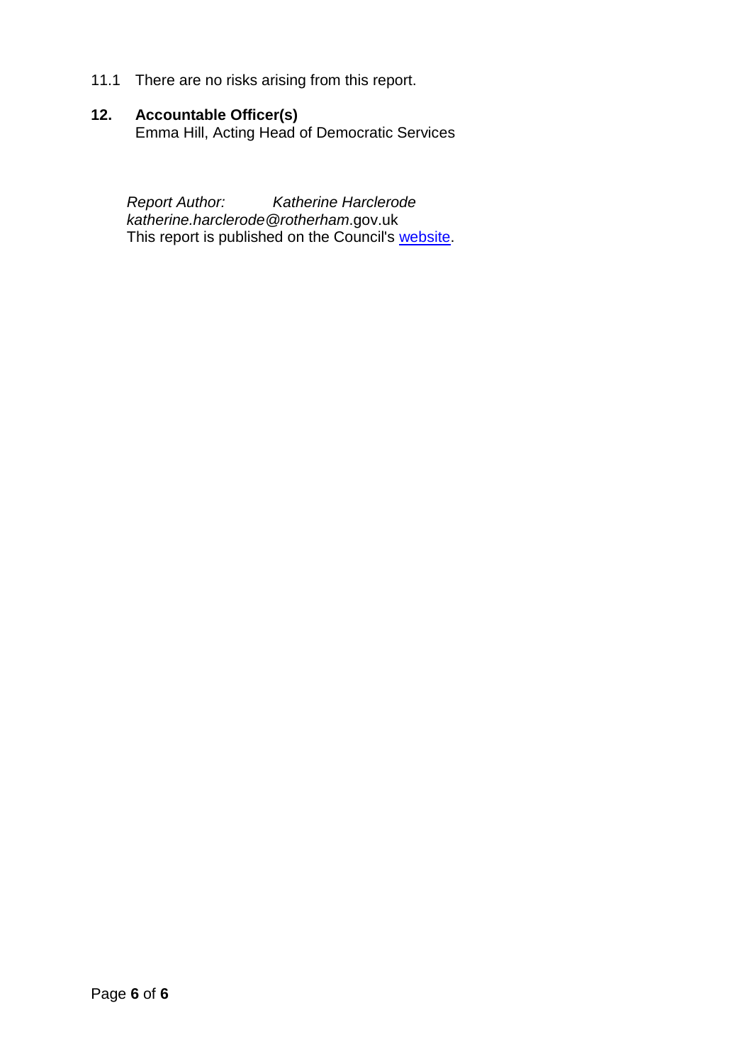11.1 There are no risks arising from this report.

## 12. Accountable Officer(s)

Emma Hill, Acting Head of Democratic Services

*Report Author:* *Katherine Harclerode*
*katherine.harclerode@rotherham*.gov.uk
This report is published on the Council's website.